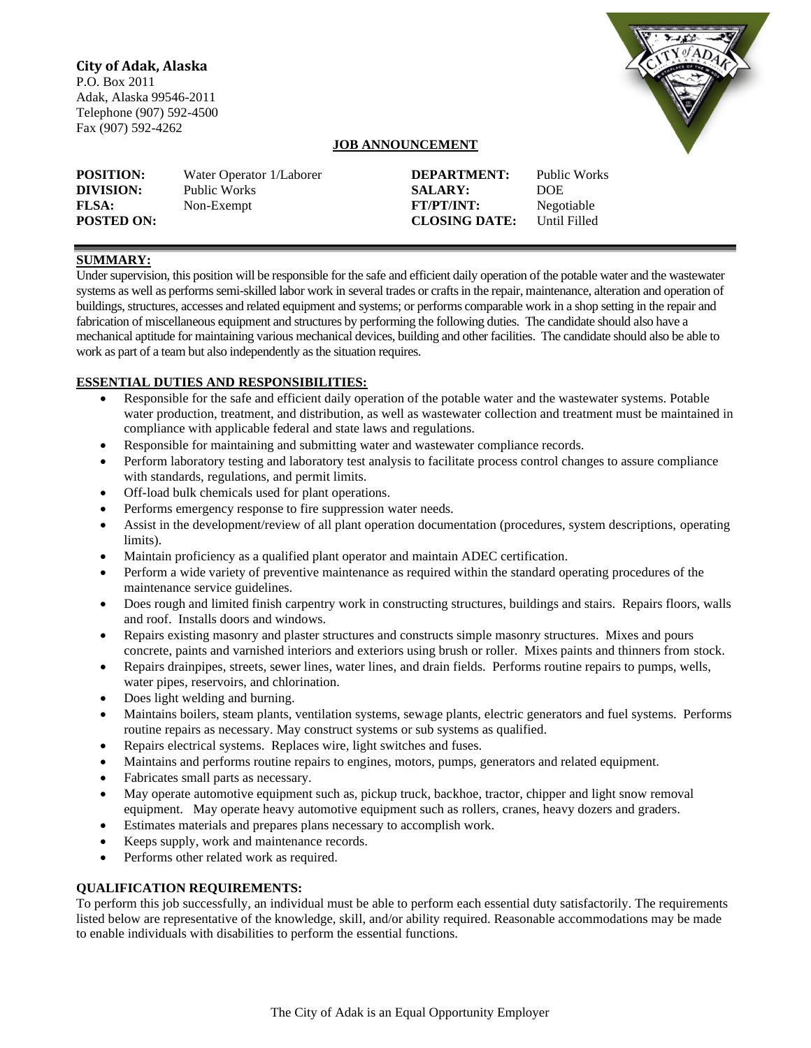**City of Adak, Alaska**
P.O. Box 2011
Adak, Alaska 99546-2011
Telephone (907) 592-4500
Fax (907) 592-4262

**JOB ANNOUNCEMENT**

| | | | |
|---|---|---|---|
| **POSITION:** | Water Operator 1/Laborer | **DEPARTMENT:** | Public Works |
| **DIVISION:** | Public Works | **SALARY:** | DOE |
| **FLSA:** | Non-Exempt | **FT/PT/INT:** | Negotiable |
| **POSTED ON:** | | **CLOSING DATE:** | Until Filled |

## SUMMARY:

Under supervision, this position will be responsible for the safe and efficient daily operation of the potable water and the wastewater systems as well as performs semi-skilled labor work in several trades or crafts in the repair, maintenance, alteration and operation of buildings, structures, accesses and related equipment and systems; or performs comparable work in a shop setting in the repair and fabrication of miscellaneous equipment and structures by performing the following duties. The candidate should also have a mechanical aptitude for maintaining various mechanical devices, building and other facilities. The candidate should also be able to work as part of a team but also independently as the situation requires.

## ESSENTIAL DUTIES AND RESPONSIBILITIES:

- Responsible for the safe and efficient daily operation of the potable water and the wastewater systems. Potable water production, treatment, and distribution, as well as wastewater collection and treatment must be maintained in compliance with applicable federal and state laws and regulations.
- Responsible for maintaining and submitting water and wastewater compliance records.
- Perform laboratory testing and laboratory test analysis to facilitate process control changes to assure compliance with standards, regulations, and permit limits.
- Off-load bulk chemicals used for plant operations.
- Performs emergency response to fire suppression water needs.
- Assist in the development/review of all plant operation documentation (procedures, system descriptions, operating limits).
- Maintain proficiency as a qualified plant operator and maintain ADEC certification.
- Perform a wide variety of preventive maintenance as required within the standard operating procedures of the maintenance service guidelines.
- Does rough and limited finish carpentry work in constructing structures, buildings and stairs. Repairs floors, walls and roof. Installs doors and windows.
- Repairs existing masonry and plaster structures and constructs simple masonry structures. Mixes and pours concrete, paints and varnished interiors and exteriors using brush or roller. Mixes paints and thinners from stock.
- Repairs drainpipes, streets, sewer lines, water lines, and drain fields. Performs routine repairs to pumps, wells, water pipes, reservoirs, and chlorination.
- Does light welding and burning.
- Maintains boilers, steam plants, ventilation systems, sewage plants, electric generators and fuel systems. Performs routine repairs as necessary. May construct systems or sub systems as qualified.
- Repairs electrical systems. Replaces wire, light switches and fuses.
- Maintains and performs routine repairs to engines, motors, pumps, generators and related equipment.
- Fabricates small parts as necessary.
- May operate automotive equipment such as, pickup truck, backhoe, tractor, chipper and light snow removal equipment. May operate heavy automotive equipment such as rollers, cranes, heavy dozers and graders.
- Estimates materials and prepares plans necessary to accomplish work.
- Keeps supply, work and maintenance records.
- Performs other related work as required.

## QUALIFICATION REQUIREMENTS:

To perform this job successfully, an individual must be able to perform each essential duty satisfactorily. The requirements listed below are representative of the knowledge, skill, and/or ability required. Reasonable accommodations may be made to enable individuals with disabilities to perform the essential functions.

The City of Adak is an Equal Opportunity Employer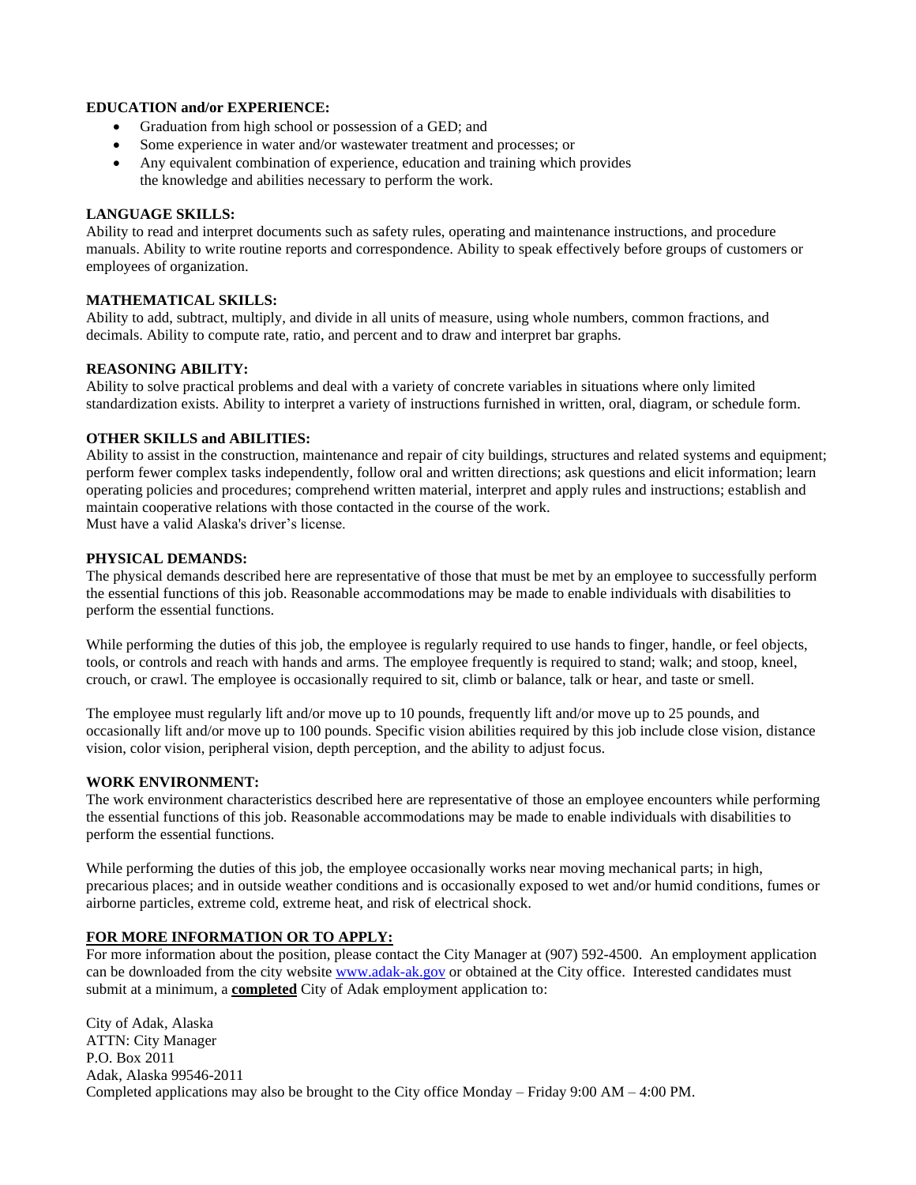**EDUCATION and/or EXPERIENCE:**

- Graduation from high school or possession of a GED; and
- Some experience in water and/or wastewater treatment and processes; or
- Any equivalent combination of experience, education and training which provides the knowledge and abilities necessary to perform the work.

**LANGUAGE SKILLS:**
Ability to read and interpret documents such as safety rules, operating and maintenance instructions, and procedure manuals. Ability to write routine reports and correspondence. Ability to speak effectively before groups of customers or employees of organization.

**MATHEMATICAL SKILLS:**
Ability to add, subtract, multiply, and divide in all units of measure, using whole numbers, common fractions, and decimals. Ability to compute rate, ratio, and percent and to draw and interpret bar graphs.

**REASONING ABILITY:**
Ability to solve practical problems and deal with a variety of concrete variables in situations where only limited standardization exists. Ability to interpret a variety of instructions furnished in written, oral, diagram, or schedule form.

**OTHER SKILLS and ABILITIES:**
Ability to assist in the construction, maintenance and repair of city buildings, structures and related systems and equipment; perform fewer complex tasks independently, follow oral and written directions; ask questions and elicit information; learn operating policies and procedures; comprehend written material, interpret and apply rules and instructions; establish and maintain cooperative relations with those contacted in the course of the work.
Must have a valid Alaska's driver's license.

**PHYSICAL DEMANDS:**
The physical demands described here are representative of those that must be met by an employee to successfully perform the essential functions of this job. Reasonable accommodations may be made to enable individuals with disabilities to perform the essential functions.

While performing the duties of this job, the employee is regularly required to use hands to finger, handle, or feel objects, tools, or controls and reach with hands and arms. The employee frequently is required to stand; walk; and stoop, kneel, crouch, or crawl. The employee is occasionally required to sit, climb or balance, talk or hear, and taste or smell.

The employee must regularly lift and/or move up to 10 pounds, frequently lift and/or move up to 25 pounds, and occasionally lift and/or move up to 100 pounds. Specific vision abilities required by this job include close vision, distance vision, color vision, peripheral vision, depth perception, and the ability to adjust focus.

**WORK ENVIRONMENT:**
The work environment characteristics described here are representative of those an employee encounters while performing the essential functions of this job. Reasonable accommodations may be made to enable individuals with disabilities to perform the essential functions.

While performing the duties of this job, the employee occasionally works near moving mechanical parts; in high, precarious places; and in outside weather conditions and is occasionally exposed to wet and/or humid conditions, fumes or airborne particles, extreme cold, extreme heat, and risk of electrical shock.

**FOR MORE INFORMATION OR TO APPLY:**
For more information about the position, please contact the City Manager at (907) 592-4500. An employment application can be downloaded from the city website www.adak-ak.gov or obtained at the City office. Interested candidates must submit at a minimum, a **completed** City of Adak employment application to:

City of Adak, Alaska
ATTN: City Manager
P.O. Box 2011
Adak, Alaska 99546-2011
Completed applications may also be brought to the City office Monday – Friday 9:00 AM – 4:00 PM.